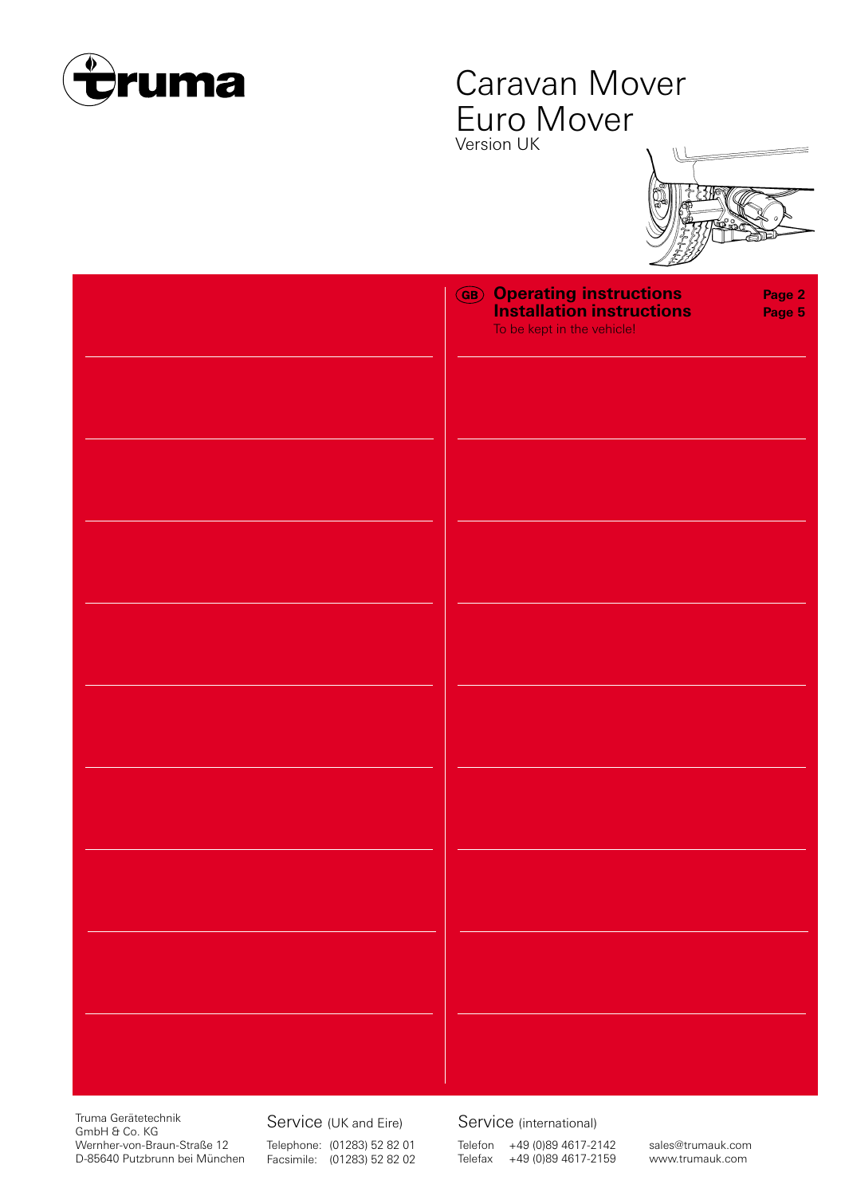truma

# Caravan Mover
# Euro Mover

Version UK

(GB) **Operating instructions** **Page 2**
**Installation instructions** **Page 5**

To be kept in the vehicle!

Truma Gerätetechnik
GmbH & Co. KG
Wernher-von-Braun-Straße 12
D-85640 Putzbrunn bei München

Service (UK and Eire)

Telephone: (01283) 52 82 01
Facsimile: (01283) 52 82 02

Service (international)

Telefon +49 (0)89 4617-2142
Telefax +49 (0)89 4617-2159

sales@trumauk.com
www.trumauk.com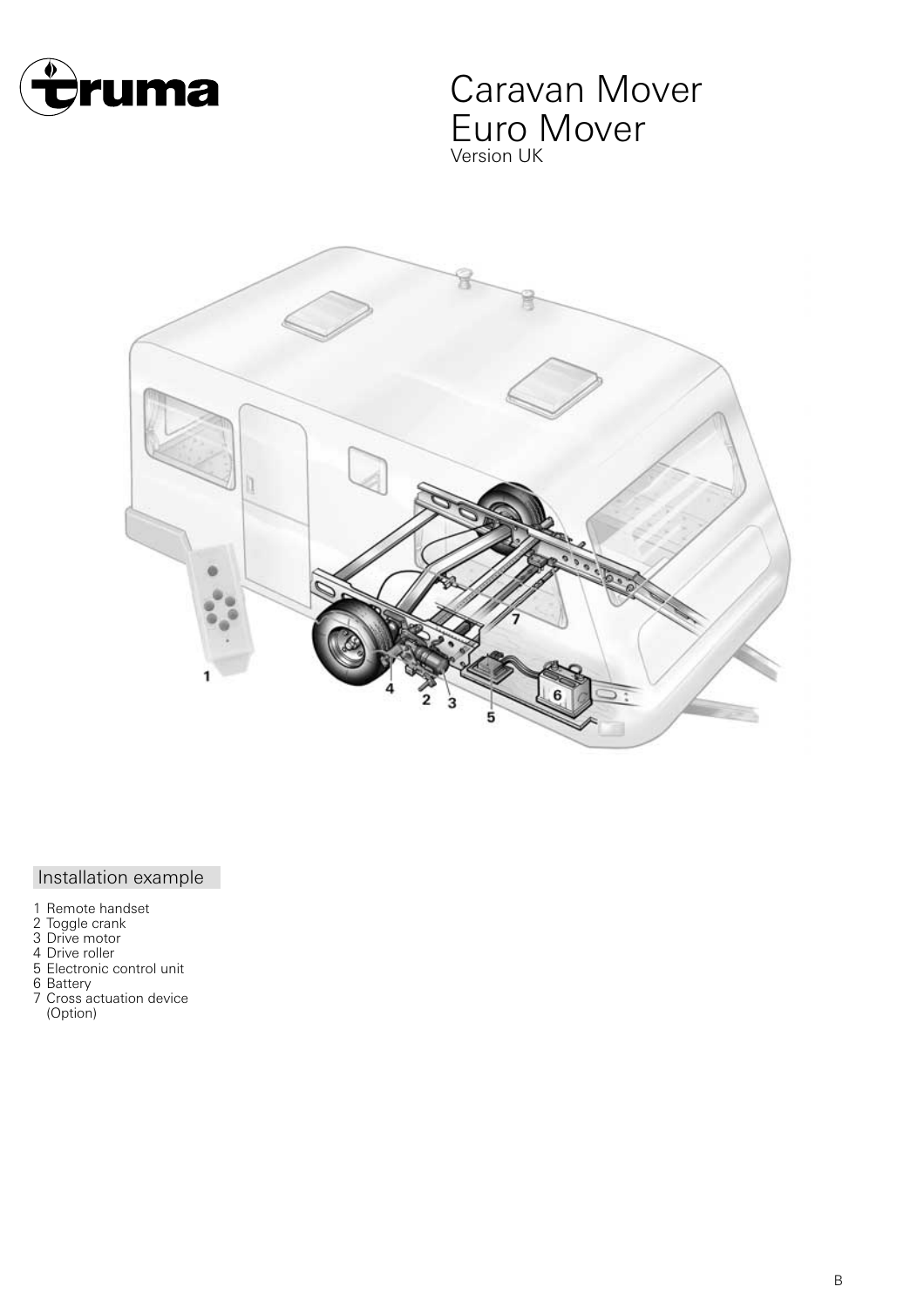# Caravan Mover Euro Mover

Version UK

## Installation example

1 Remote handset
2 Toggle crank
3 Drive motor
4 Drive roller
5 Electronic control unit
6 Battery
7 Cross actuation device (Option)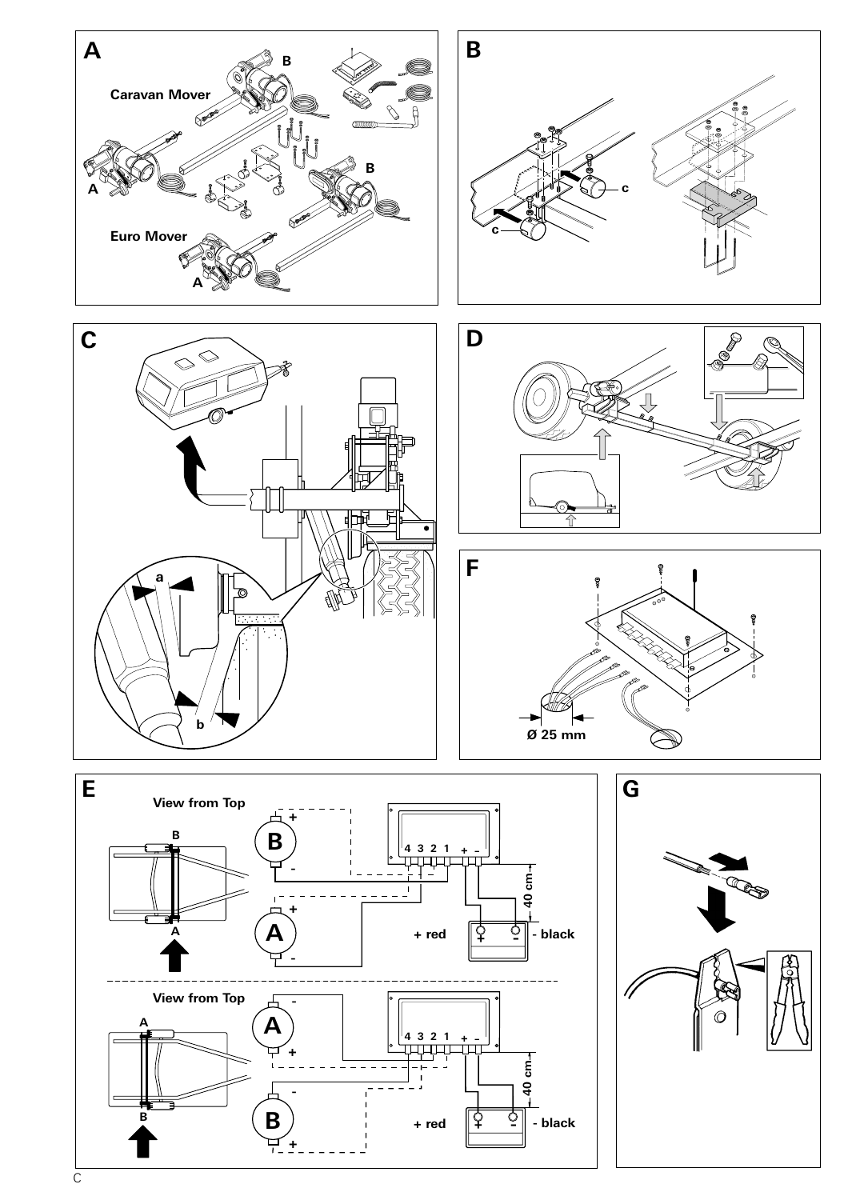**A**

**Caravan Mover**

**Euro Mover**

**B**

**C**

**D**

**F**

Ø 25 mm

**E**

**View from Top**

4 3 2 1 + -

40 cm

+ red

- black

**View from Top**

4 3 2 1 + -

40 cm

+ red

- black

**G**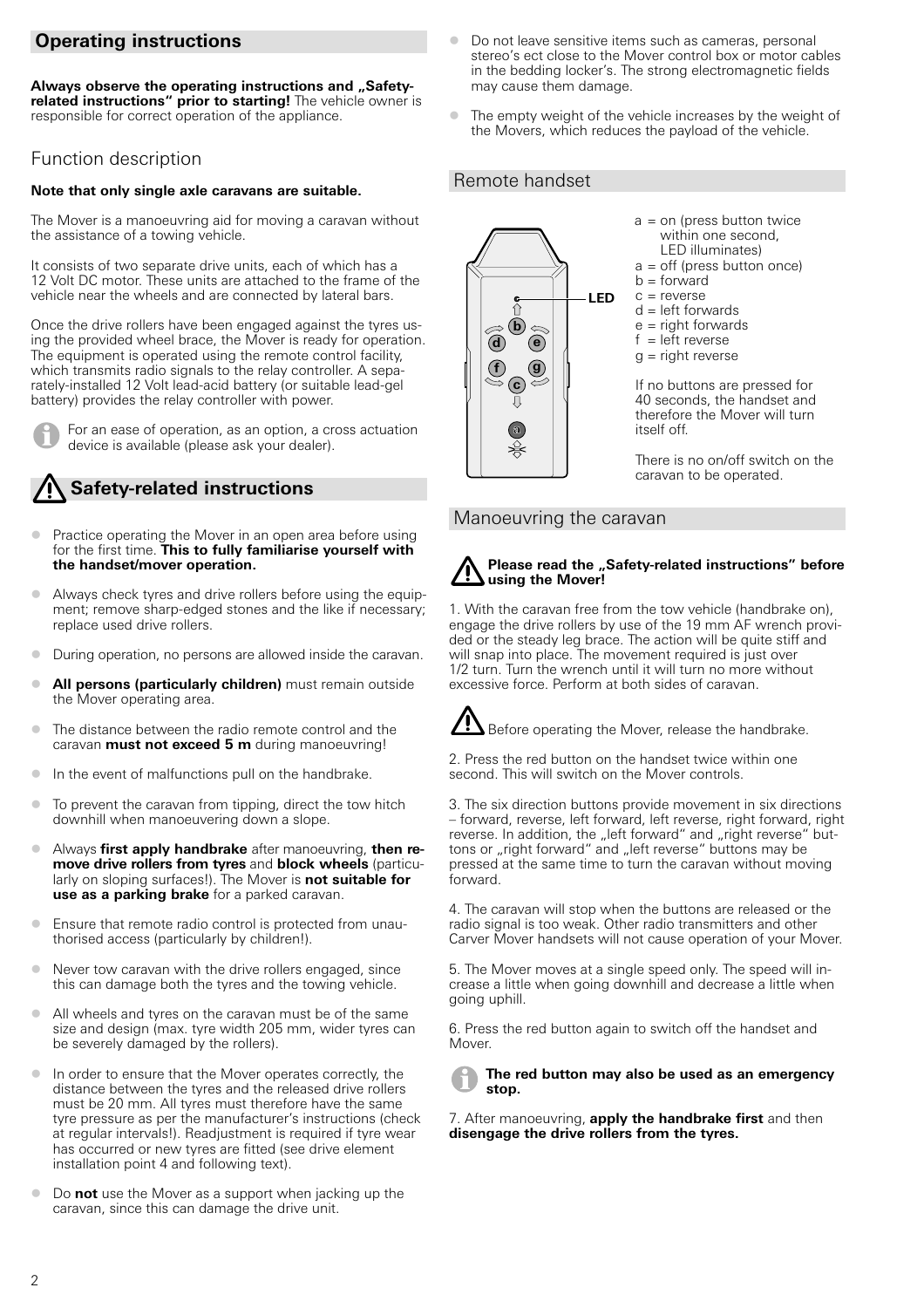## Operating instructions

**Always observe the operating instructions and „Safety-related instructions" prior to starting!** The vehicle owner is responsible for correct operation of the appliance.

### Function description

**Note that only single axle caravans are suitable.**

The Mover is a manoeuvring aid for moving a caravan without the assistance of a towing vehicle.

It consists of two separate drive units, each of which has a 12 Volt DC motor. These units are attached to the frame of the vehicle near the wheels and are connected by lateral bars.

Once the drive rollers have been engaged against the tyres using the provided wheel brace, the Mover is ready for operation. The equipment is operated using the remote control facility, which transmits radio signals to the relay controller. A separately-installed 12 Volt lead-acid battery (or suitable lead-gel battery) provides the relay controller with power.

For an ease of operation, as an option, a cross actuation device is available (please ask your dealer).

## Safety-related instructions

- Practice operating the Mover in an open area before using for the first time. **This to fully familiarise yourself with the handset/mover operation.**
- Always check tyres and drive rollers before using the equipment; remove sharp-edged stones and the like if necessary; replace used drive rollers.
- During operation, no persons are allowed inside the caravan.
- **All persons (particularly children)** must remain outside the Mover operating area.
- The distance between the radio remote control and the caravan **must not exceed 5 m** during manoeuvring!
- In the event of malfunctions pull on the handbrake.
- To prevent the caravan from tipping, direct the tow hitch downhill when manoeuvering down a slope.
- Always **first apply handbrake** after manoeuvring, **then remove drive rollers from tyres** and **block wheels** (particularly on sloping surfaces!). The Mover is **not suitable for use as a parking brake** for a parked caravan.
- Ensure that remote radio control is protected from unauthorised access (particularly by children!).
- Never tow caravan with the drive rollers engaged, since this can damage both the tyres and the towing vehicle.
- All wheels and tyres on the caravan must be of the same size and design (max. tyre width 205 mm, wider tyres can be severely damaged by the rollers).
- In order to ensure that the Mover operates correctly, the distance between the tyres and the released drive rollers must be 20 mm. All tyres must therefore have the same tyre pressure as per the manufacturer's instructions (check at regular intervals!). Readjustment is required if tyre wear has occurred or new tyres are fitted (see drive element installation point 4 and following text).
- Do **not** use the Mover as a support when jacking up the caravan, since this can damage the drive unit.
- Do not leave sensitive items such as cameras, personal stereo's ect close to the Mover control box or motor cables in the bedding locker's. The strong electromagnetic fields may cause them damage.
- The empty weight of the vehicle increases by the weight of the Movers, which reduces the payload of the vehicle.

### Remote handset

LED

a = on (press button twice within one second, LED illuminates)
a = off (press button once)
b = forward
c = reverse
d = left forwards
e = right forwards
f = left reverse
g = right reverse

If no buttons are pressed for 40 seconds, the handset and therefore the Mover will turn itself off.

There is no on/off switch on the caravan to be operated.

### Manoeuvring the caravan

**Please read the „Safety-related instructions" before using the Mover!**

1. With the caravan free from the tow vehicle (handbrake on), engage the drive rollers by use of the 19 mm AF wrench provided or the steady leg brace. The action will be quite stiff and will snap into place. The movement required is just over 1/2 turn. Turn the wrench until it will turn no more without excessive force. Perform at both sides of caravan.

Before operating the Mover, release the handbrake.

2. Press the red button on the handset twice within one second. This will switch on the Mover controls.

3. The six direction buttons provide movement in six directions – forward, reverse, left forward, left reverse, right forward, right reverse. In addition, the „left forward" and „right reverse" buttons or „right forward" and „left reverse" buttons may be pressed at the same time to turn the caravan without moving forward.

4. The caravan will stop when the buttons are released or the radio signal is too weak. Other radio transmitters and other Carver Mover handsets will not cause operation of your Mover.

5. The Mover moves at a single speed only. The speed will increase a little when going downhill and decrease a little when going uphill.

6. Press the red button again to switch off the handset and Mover.

**The red button may also be used as an emergency stop.**

7. After manoeuvring, **apply the handbrake first** and then **disengage the drive rollers from the tyres.**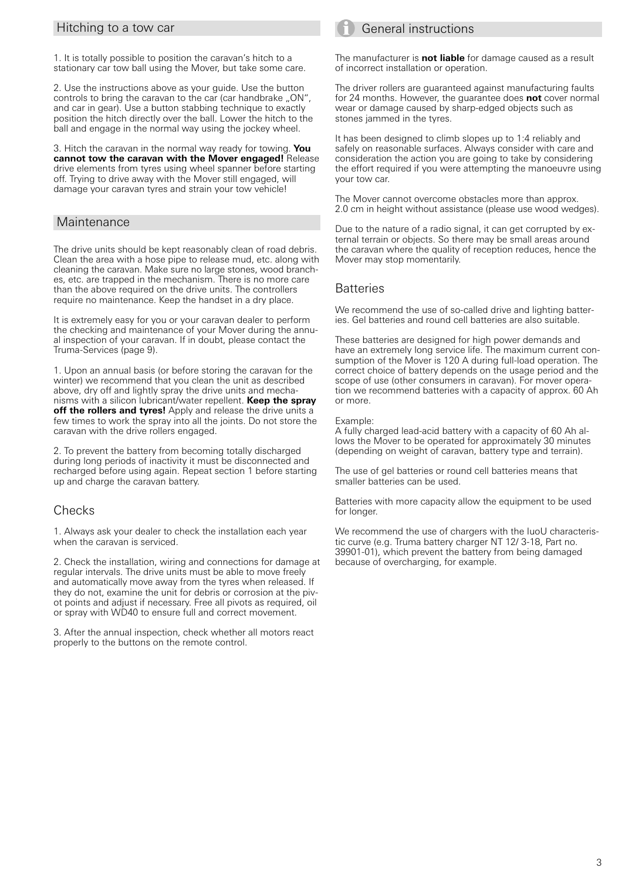## Hitching to a tow car

1. It is totally possible to position the caravan's hitch to a stationary car tow ball using the Mover, but take some care.

2. Use the instructions above as your guide. Use the button controls to bring the caravan to the car (car handbrake „ON", and car in gear). Use a button stabbing technique to exactly position the hitch directly over the ball. Lower the hitch to the ball and engage in the normal way using the jockey wheel.

3. Hitch the caravan in the normal way ready for towing. **You cannot tow the caravan with the Mover engaged!** Release drive elements from tyres using wheel spanner before starting off. Trying to drive away with the Mover still engaged, will damage your caravan tyres and strain your tow vehicle!

## Maintenance

The drive units should be kept reasonably clean of road debris. Clean the area with a hose pipe to release mud, etc. along with cleaning the caravan. Make sure no large stones, wood branches, etc. are trapped in the mechanism. There is no more care than the above required on the drive units. The controllers require no maintenance. Keep the handset in a dry place.

It is extremely easy for you or your caravan dealer to perform the checking and maintenance of your Mover during the annual inspection of your caravan. If in doubt, please contact the Truma-Services (page 9).

1. Upon an annual basis (or before storing the caravan for the winter) we recommend that you clean the unit as described above, dry off and lightly spray the drive units and mechanisms with a silicon lubricant/water repellent. **Keep the spray off the rollers and tyres!** Apply and release the drive units a few times to work the spray into all the joints. Do not store the caravan with the drive rollers engaged.

2. To prevent the battery from becoming totally discharged during long periods of inactivity it must be disconnected and recharged before using again. Repeat section 1 before starting up and charge the caravan battery.

### Checks

1. Always ask your dealer to check the installation each year when the caravan is serviced.

2. Check the installation, wiring and connections for damage at regular intervals. The drive units must be able to move freely and automatically move away from the tyres when released. If they do not, examine the unit for debris or corrosion at the pivot points and adjust if necessary. Free all pivots as required, oil or spray with WD40 to ensure full and correct movement.

3. After the annual inspection, check whether all motors react properly to the buttons on the remote control.

## General instructions

The manufacturer is **not liable** for damage caused as a result of incorrect installation or operation.

The driver rollers are guaranteed against manufacturing faults for 24 months. However, the guarantee does **not** cover normal wear or damage caused by sharp-edged objects such as stones jammed in the tyres.

It has been designed to climb slopes up to 1:4 reliably and safely on reasonable surfaces. Always consider with care and consideration the action you are going to take by considering the effort required if you were attempting the manoeuvre using your tow car.

The Mover cannot overcome obstacles more than approx. 2.0 cm in height without assistance (please use wood wedges).

Due to the nature of a radio signal, it can get corrupted by external terrain or objects. So there may be small areas around the caravan where the quality of reception reduces, hence the Mover may stop momentarily.

### Batteries

We recommend the use of so-called drive and lighting batteries. Gel batteries and round cell batteries are also suitable.

These batteries are designed for high power demands and have an extremely long service life. The maximum current consumption of the Mover is 120 A during full-load operation. The correct choice of battery depends on the usage period and the scope of use (other consumers in caravan). For mover operation we recommend batteries with a capacity of approx. 60 Ah or more.

Example:
A fully charged lead-acid battery with a capacity of 60 Ah allows the Mover to be operated for approximately 30 minutes (depending on weight of caravan, battery type and terrain).

The use of gel batteries or round cell batteries means that smaller batteries can be used.

Batteries with more capacity allow the equipment to be used for longer.

We recommend the use of chargers with the IuoU characteristic curve (e.g. Truma battery charger NT 12/ 3-18, Part no. 39901-01), which prevent the battery from being damaged because of overcharging, for example.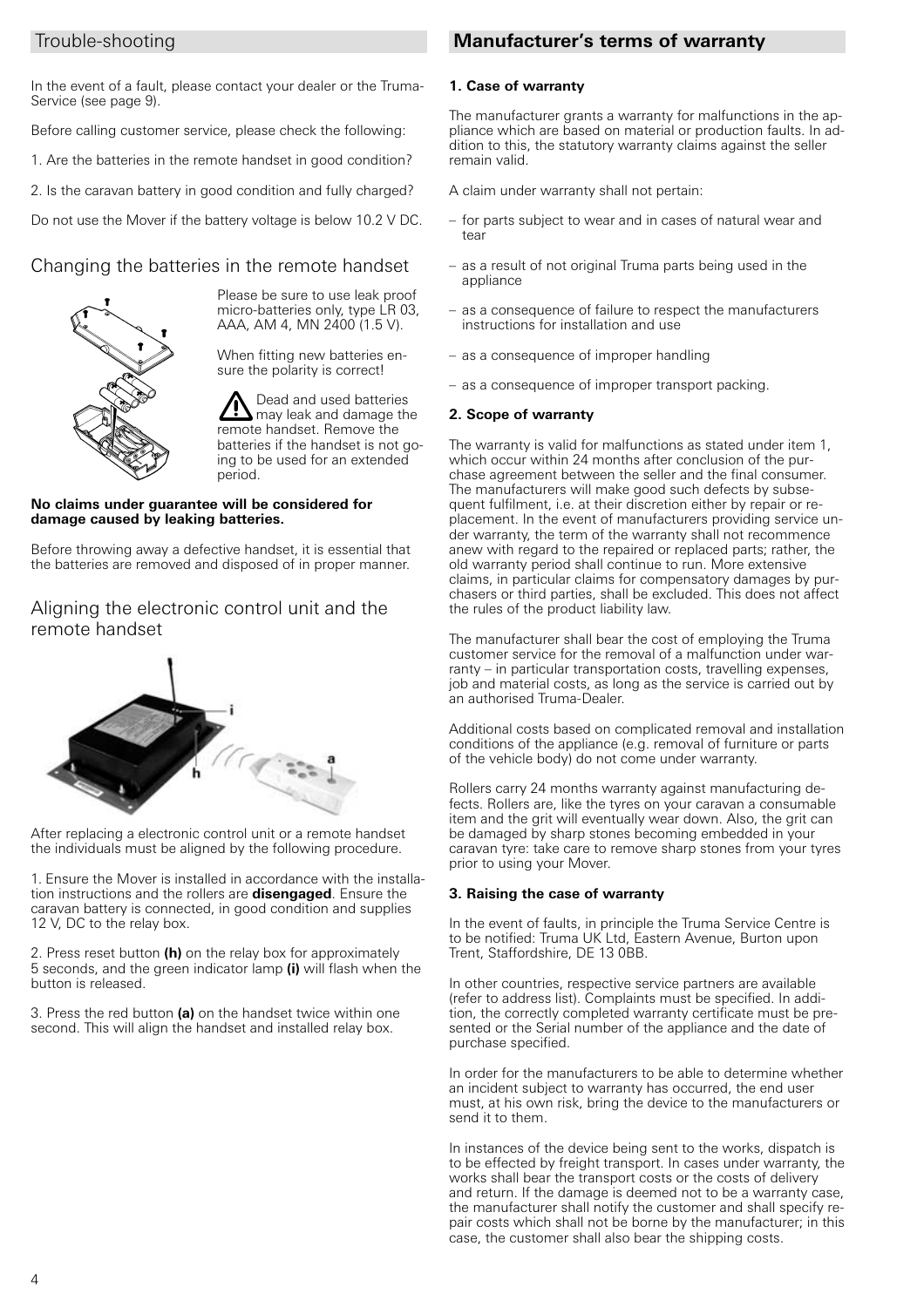## Trouble-shooting

In the event of a fault, please contact your dealer or the Truma-Service (see page 9).

Before calling customer service, please check the following:

1. Are the batteries in the remote handset in good condition?

2. Is the caravan battery in good condition and fully charged?

Do not use the Mover if the battery voltage is below 10.2 V DC.

## Changing the batteries in the remote handset

Please be sure to use leak proof micro-batteries only, type LR 03, AAA, AM 4, MN 2400 (1.5 V).

When fitting new batteries ensure the polarity is correct!

Dead and used batteries may leak and damage the remote handset. Remove the batteries if the handset is not going to be used for an extended period.

**No claims under guarantee will be considered for damage caused by leaking batteries.**

Before throwing away a defective handset, it is essential that the batteries are removed and disposed of in proper manner.

## Aligning the electronic control unit and the remote handset

After replacing a electronic control unit or a remote handset the individuals must be aligned by the following procedure.

1. Ensure the Mover is installed in accordance with the installation instructions and the rollers are **disengaged**. Ensure the caravan battery is connected, in good condition and supplies 12 V, DC to the relay box.

2. Press reset button **(h)** on the relay box for approximately 5 seconds, and the green indicator lamp **(i)** will flash when the button is released.

3. Press the red button **(a)** on the handset twice within one second. This will align the handset and installed relay box.

## Manufacturer's terms of warranty

### 1. Case of warranty

The manufacturer grants a warranty for malfunctions in the appliance which are based on material or production faults. In addition to this, the statutory warranty claims against the seller remain valid.

A claim under warranty shall not pertain:

- for parts subject to wear and in cases of natural wear and tear
- as a result of not original Truma parts being used in the appliance
- as a consequence of failure to respect the manufacturers instructions for installation and use
- as a consequence of improper handling
- as a consequence of improper transport packing.

### 2. Scope of warranty

The warranty is valid for malfunctions as stated under item 1, which occur within 24 months after conclusion of the purchase agreement between the seller and the final consumer. The manufacturers will make good such defects by subsequent fulfilment, i.e. at their discretion either by repair or replacement. In the event of manufacturers providing service under warranty, the term of the warranty shall not recommence anew with regard to the repaired or replaced parts; rather, the old warranty period shall continue to run. More extensive claims, in particular claims for compensatory damages by purchasers or third parties, shall be excluded. This does not affect the rules of the product liability law.

The manufacturer shall bear the cost of employing the Truma customer service for the removal of a malfunction under warranty – in particular transportation costs, travelling expenses, job and material costs, as long as the service is carried out by an authorised Truma-Dealer.

Additional costs based on complicated removal and installation conditions of the appliance (e.g. removal of furniture or parts of the vehicle body) do not come under warranty.

Rollers carry 24 months warranty against manufacturing defects. Rollers are, like the tyres on your caravan a consumable item and the grit will eventually wear down. Also, the grit can be damaged by sharp stones becoming embedded in your caravan tyre: take care to remove sharp stones from your tyres prior to using your Mover.

### 3. Raising the case of warranty

In the event of faults, in principle the Truma Service Centre is to be notified: Truma UK Ltd, Eastern Avenue, Burton upon Trent, Staffordshire, DE 13 0BB.

In other countries, respective service partners are available (refer to address list). Complaints must be specified. In addition, the correctly completed warranty certificate must be presented or the Serial number of the appliance and the date of purchase specified.

In order for the manufacturers to be able to determine whether an incident subject to warranty has occurred, the end user must, at his own risk, bring the device to the manufacturers or send it to them.

In instances of the device being sent to the works, dispatch is to be effected by freight transport. In cases under warranty, the works shall bear the transport costs or the costs of delivery and return. If the damage is deemed not to be a warranty case, the manufacturer shall notify the customer and shall specify repair costs which shall not be borne by the manufacturer; in this case, the customer shall also bear the shipping costs.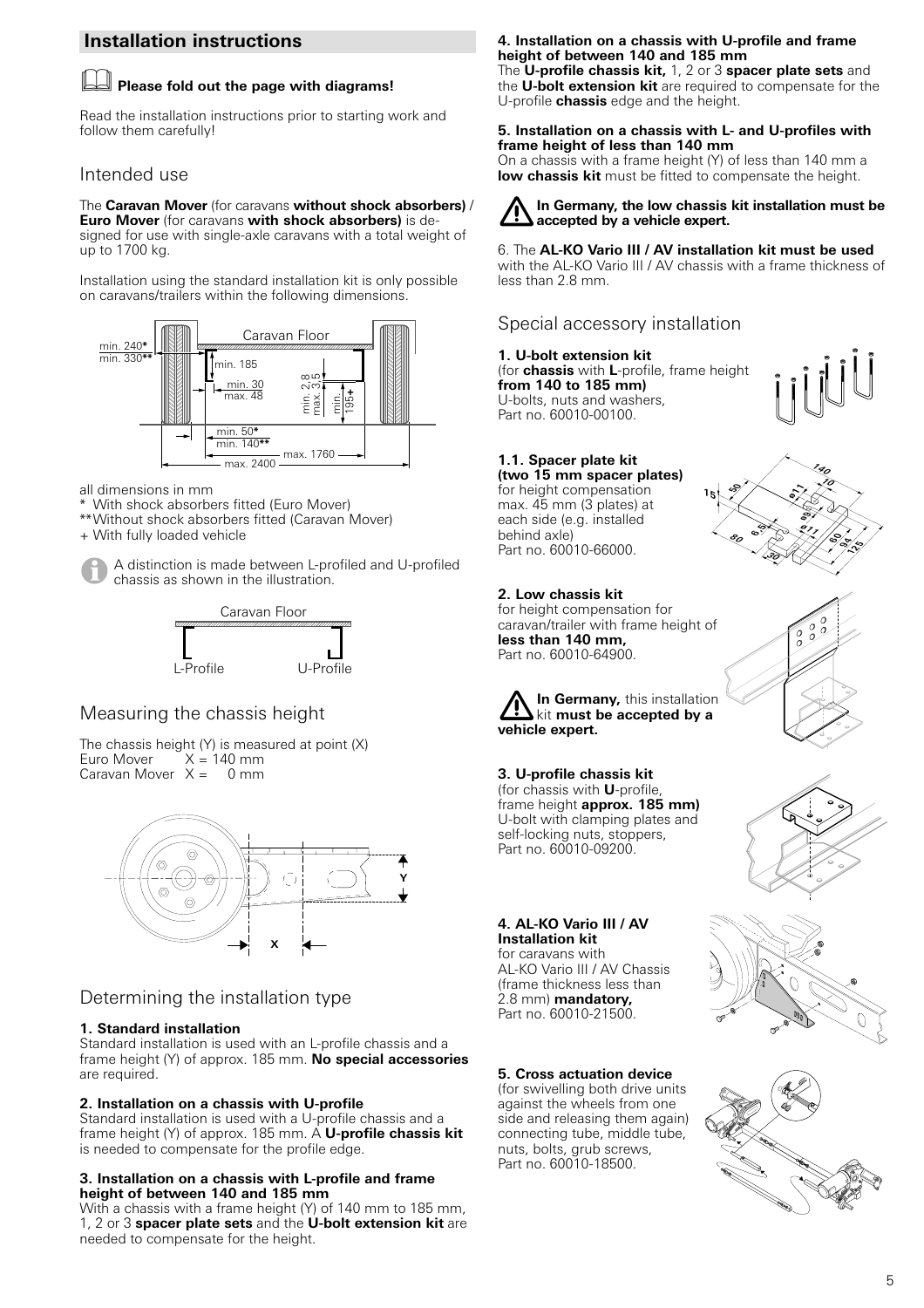## Installation instructions

**Please fold out the page with diagrams!**

Read the installation instructions prior to starting work and follow them carefully!

### Intended use

The **Caravan Mover** (for caravans **without shock absorbers)** / **Euro Mover** (for caravans **with shock absorbers)** is designed for use with single-axle caravans with a total weight of up to 1700 kg.

Installation using the standard installation kit is only possible on caravans/trailers within the following dimensions.

Caravan Floor
min. 240*
min. 330**
min. 185
min. 30
max. 48
min. 2.8
max. 3.5
min. 195+
min. 50*
min. 140**
max. 1760
max. 2400

all dimensions in mm
* With shock absorbers fitted (Euro Mover)
**Without shock absorbers fitted (Caravan Mover)
+ With fully loaded vehicle

A distinction is made between L-profiled and U-profiled chassis as shown in the illustration.

Caravan Floor
L-Profile U-Profile

### Measuring the chassis height

The chassis height (Y) is measured at point (X)
Euro Mover X = 140 mm
Caravan Mover X = 0 mm

### Determining the installation type

**1. Standard installation**
Standard installation is used with an L-profile chassis and a frame height (Y) of approx. 185 mm. **No special accessories** are required.

**2. Installation on a chassis with U-profile**
Standard installation is used with a U-profile chassis and a frame height (Y) of approx. 185 mm. A **U-profile chassis kit** is needed to compensate for the profile edge.

**3. Installation on a chassis with L-profile and frame height of between 140 and 185 mm**
With a chassis with a frame height (Y) of 140 mm to 185 mm, 1, 2 or 3 **spacer plate sets** and the **U-bolt extension kit** are needed to compensate for the height.

**4. Installation on a chassis with U-profile and frame height of between 140 and 185 mm**
The **U-profile chassis kit,** 1, 2 or 3 **spacer plate sets** and the **U-bolt extension kit** are required to compensate for the U-profile **chassis** edge and the height.

**5. Installation on a chassis with L- and U-profiles with frame height of less than 140 mm**
On a chassis with a frame height (Y) of less than 140 mm a **low chassis kit** must be fitted to compensate the height.

**In Germany, the low chassis kit installation must be accepted by a vehicle expert.**

6. The **AL-KO Vario III / AV installation kit must be used** with the AL-KO Vario III / AV chassis with a frame thickness of less than 2.8 mm.

### Special accessory installation

**1. U-bolt extension kit**
(for **chassis** with **L**-profile, frame height **from 140 to 185 mm)**
U-bolts, nuts and washers,
Part no. 60010-00100.

**1.1. Spacer plate kit**
**(two 15 mm spacer plates)**
for height compensation max. 45 mm (3 plates) at each side (e.g. installed behind axle)
Part no. 60010-66000.

**2. Low chassis kit**
for height compensation for caravan/trailer with frame height of **less than 140 mm,**
Part no. 60010-64900.

**In Germany,** this installation kit **must be accepted by a vehicle expert.**

**3. U-profile chassis kit**
(for chassis with **U**-profile, frame height **approx. 185 mm)**
U-bolt with clamping plates and self-locking nuts, stoppers,
Part no. 60010-09200.

**4. AL-KO Vario III / AV Installation kit**
for caravans with AL-KO Vario III / AV Chassis (frame thickness less than 2.8 mm) **mandatory,**
Part no. 60010-21500.

**5. Cross actuation device**
(for swivelling both drive units against the wheels from one side and releasing them again) connecting tube, middle tube, nuts, bolts, grub screws,
Part no. 60010-18500.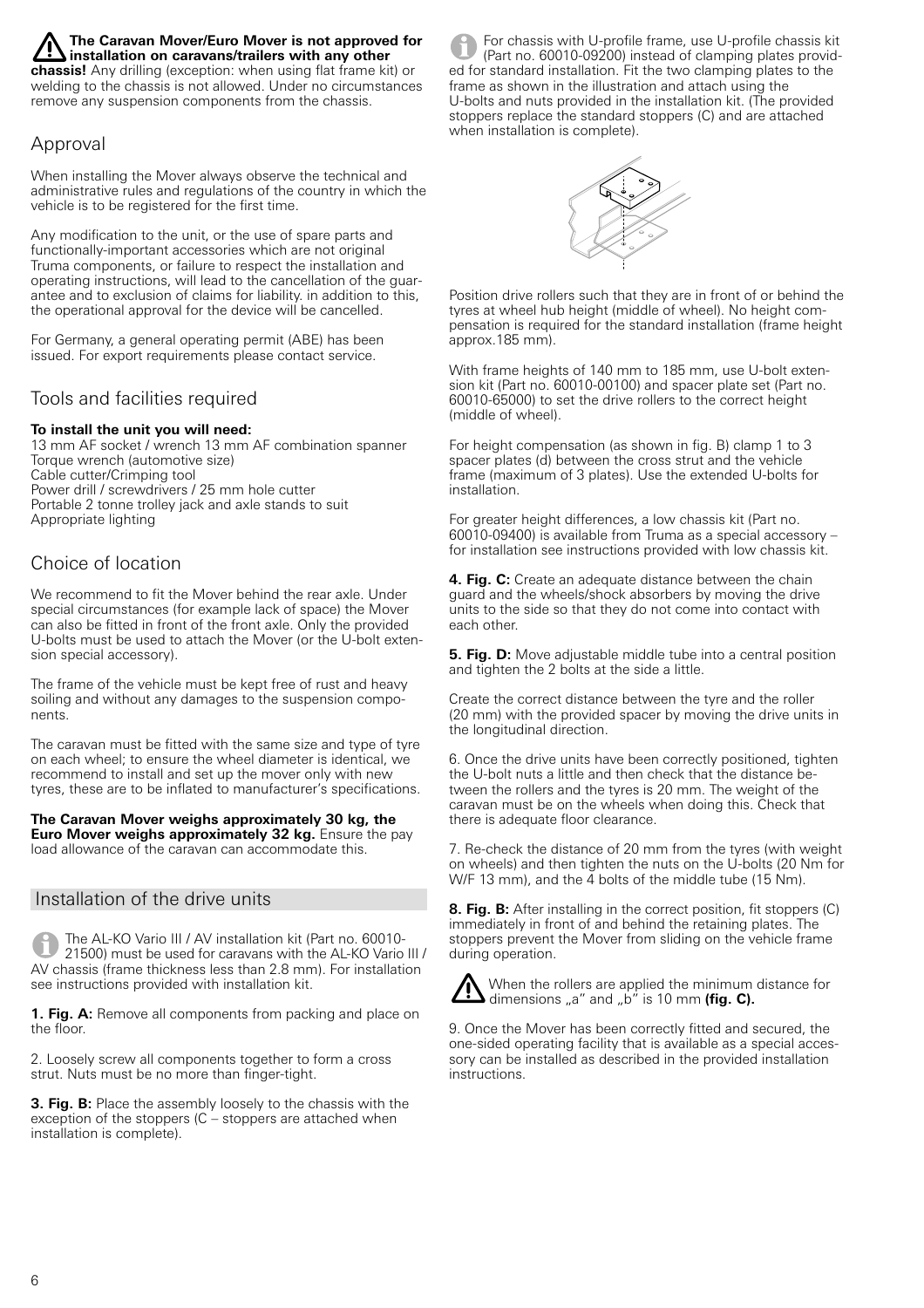**The Caravan Mover/Euro Mover is not approved for installation on caravans/trailers with any other chassis!** Any drilling (exception: when using flat frame kit) or welding to the chassis is not allowed. Under no circumstances remove any suspension components from the chassis.

## Approval

When installing the Mover always observe the technical and administrative rules and regulations of the country in which the vehicle is to be registered for the first time.

Any modification to the unit, or the use of spare parts and functionally-important accessories which are not original Truma components, or failure to respect the installation and operating instructions, will lead to the cancellation of the guarantee and to exclusion of claims for liability. in addition to this, the operational approval for the device will be cancelled.

For Germany, a general operating permit (ABE) has been issued. For export requirements please contact service.

## Tools and facilities required

**To install the unit you will need:**
13 mm AF socket / wrench 13 mm AF combination spanner
Torque wrench (automotive size)
Cable cutter/Crimping tool
Power drill / screwdrivers / 25 mm hole cutter
Portable 2 tonne trolley jack and axle stands to suit
Appropriate lighting

## Choice of location

We recommend to fit the Mover behind the rear axle. Under special circumstances (for example lack of space) the Mover can also be fitted in front of the front axle. Only the provided U-bolts must be used to attach the Mover (or the U-bolt extension special accessory).

The frame of the vehicle must be kept free of rust and heavy soiling and without any damages to the suspension components.

The caravan must be fitted with the same size and type of tyre on each wheel; to ensure the wheel diameter is identical, we recommend to install and set up the mover only with new tyres, these are to be inflated to manufacturer's specifications.

**The Caravan Mover weighs approximately 30 kg, the Euro Mover weighs approximately 32 kg.** Ensure the pay load allowance of the caravan can accommodate this.

## Installation of the drive units

The AL-KO Vario III / AV installation kit (Part no. 60010-21500) must be used for caravans with the AL-KO Vario III / AV chassis (frame thickness less than 2.8 mm). For installation see instructions provided with installation kit.

**1. Fig. A:** Remove all components from packing and place on the floor.

2. Loosely screw all components together to form a cross strut. Nuts must be no more than finger-tight.

**3. Fig. B:** Place the assembly loosely to the chassis with the exception of the stoppers (C – stoppers are attached when installation is complete).

For chassis with U-profile frame, use U-profile chassis kit (Part no. 60010-09200) instead of clamping plates provided for standard installation. Fit the two clamping plates to the frame as shown in the illustration and attach using the U-bolts and nuts provided in the installation kit. (The provided stoppers replace the standard stoppers (C) and are attached when installation is complete).

Position drive rollers such that they are in front of or behind the tyres at wheel hub height (middle of wheel). No height compensation is required for the standard installation (frame height approx.185 mm).

With frame heights of 140 mm to 185 mm, use U-bolt extension kit (Part no. 60010-00100) and spacer plate set (Part no. 60010-65000) to set the drive rollers to the correct height (middle of wheel).

For height compensation (as shown in fig. B) clamp 1 to 3 spacer plates (d) between the cross strut and the vehicle frame (maximum of 3 plates). Use the extended U-bolts for installation.

For greater height differences, a low chassis kit (Part no. 60010-09400) is available from Truma as a special accessory – for installation see instructions provided with low chassis kit.

**4. Fig. C:** Create an adequate distance between the chain guard and the wheels/shock absorbers by moving the drive units to the side so that they do not come into contact with each other.

**5. Fig. D:** Move adjustable middle tube into a central position and tighten the 2 bolts at the side a little.

Create the correct distance between the tyre and the roller (20 mm) with the provided spacer by moving the drive units in the longitudinal direction.

6. Once the drive units have been correctly positioned, tighten the U-bolt nuts a little and then check that the distance between the rollers and the tyres is 20 mm. The weight of the caravan must be on the wheels when doing this. Check that there is adequate floor clearance.

7. Re-check the distance of 20 mm from the tyres (with weight on wheels) and then tighten the nuts on the U-bolts (20 Nm for W/F 13 mm), and the 4 bolts of the middle tube (15 Nm).

**8. Fig. B:** After installing in the correct position, fit stoppers (C) immediately in front of and behind the retaining plates. The stoppers prevent the Mover from sliding on the vehicle frame during operation.

When the rollers are applied the minimum distance for dimensions „a" and „b" is 10 mm **(fig. C).**

9. Once the Mover has been correctly fitted and secured, the one-sided operating facility that is available as a special accessory can be installed as described in the provided installation instructions.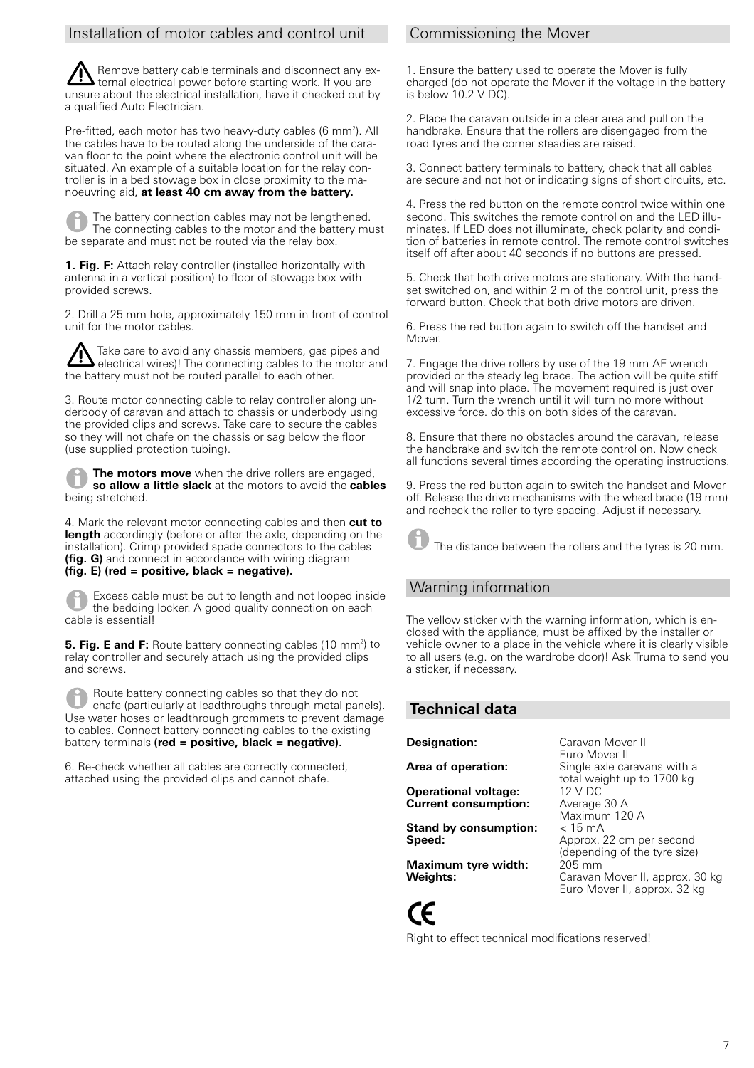## Installation of motor cables and control unit

⚠ Remove battery cable terminals and disconnect any external electrical power before starting work. If you are unsure about the electrical installation, have it checked out by a qualified Auto Electrician.

Pre-fitted, each motor has two heavy-duty cables (6 mm²). All the cables have to be routed along the underside of the caravan floor to the point where the electronic control unit will be situated. An example of a suitable location for the relay controller is in a bed stowage box in close proximity to the manoeuvring aid, **at least 40 cm away from the battery.**

ℹ The battery connection cables may not be lengthened. The connecting cables to the motor and the battery must be separate and must not be routed via the relay box.

**1. Fig. F:** Attach relay controller (installed horizontally with antenna in a vertical position) to floor of stowage box with provided screws.

2. Drill a 25 mm hole, approximately 150 mm in front of control unit for the motor cables.

⚠ Take care to avoid any chassis members, gas pipes and electrical wires)! The connecting cables to the motor and the battery must not be routed parallel to each other.

3. Route motor connecting cable to relay controller along underbody of caravan and attach to chassis or underbody using the provided clips and screws. Take care to secure the cables so they will not chafe on the chassis or sag below the floor (use supplied protection tubing).

ℹ **The motors move** when the drive rollers are engaged, **so allow a little slack** at the motors to avoid the **cables** being stretched.

4. Mark the relevant motor connecting cables and then **cut to length** accordingly (before or after the axle, depending on the installation). Crimp provided spade connectors to the cables **(fig. G)** and connect in accordance with wiring diagram **(fig. E) (red = positive, black = negative).**

ℹ Excess cable must be cut to length and not looped inside the bedding locker. A good quality connection on each cable is essential!

**5. Fig. E and F:** Route battery connecting cables (10 mm²) to relay controller and securely attach using the provided clips and screws.

ℹ Route battery connecting cables so that they do not chafe (particularly at leadthroughs through metal panels). Use water hoses or leadthrough grommets to prevent damage to cables. Connect battery connecting cables to the existing battery terminals **(red = positive, black = negative).**

6. Re-check whether all cables are correctly connected, attached using the provided clips and cannot chafe.

## Commissioning the Mover

1. Ensure the battery used to operate the Mover is fully charged (do not operate the Mover if the voltage in the battery is below 10.2 V DC).

2. Place the caravan outside in a clear area and pull on the handbrake. Ensure that the rollers are disengaged from the road tyres and the corner steadies are raised.

3. Connect battery terminals to battery, check that all cables are secure and not hot or indicating signs of short circuits, etc.

4. Press the red button on the remote control twice within one second. This switches the remote control on and the LED illuminates. If LED does not illuminate, check polarity and condition of batteries in remote control. The remote control switches itself off after about 40 seconds if no buttons are pressed.

5. Check that both drive motors are stationary. With the handset switched on, and within 2 m of the control unit, press the forward button. Check that both drive motors are driven.

6. Press the red button again to switch off the handset and Mover.

7. Engage the drive rollers by use of the 19 mm AF wrench provided or the steady leg brace. The action will be quite stiff and will snap into place. The movement required is just over 1/2 turn. Turn the wrench until it will turn no more without excessive force. do this on both sides of the caravan.

8. Ensure that there no obstacles around the caravan, release the handbrake and switch the remote control on. Now check all functions several times according the operating instructions.

9. Press the red button again to switch the handset and Mover off. Release the drive mechanisms with the wheel brace (19 mm) and recheck the roller to tyre spacing. Adjust if necessary.

ℹ The distance between the rollers and the tyres is 20 mm.

## Warning information

The yellow sticker with the warning information, which is enclosed with the appliance, must be affixed by the installer or vehicle owner to a place in the vehicle where it is clearly visible to all users (e.g. on the wardrobe door)! Ask Truma to send you a sticker, if necessary.

## Technical data

| | |
|---|---|
| **Designation:** | Caravan Mover II<br>Euro Mover II |
| **Area of operation:** | Single axle caravans with a total weight up to 1700 kg |
| **Operational voltage:** | 12 V DC |
| **Current consumption:** | Average 30 A<br>Maximum 120 A |
| **Stand by consumption:** | < 15 mA |
| **Speed:** | Approx. 22 cm per second (depending of the tyre size) |
| **Maximum tyre width:** | 205 mm |
| **Weights:** | Caravan Mover II, approx. 30 kg<br>Euro Mover II, approx. 32 kg |

CE

Right to effect technical modifications reserved!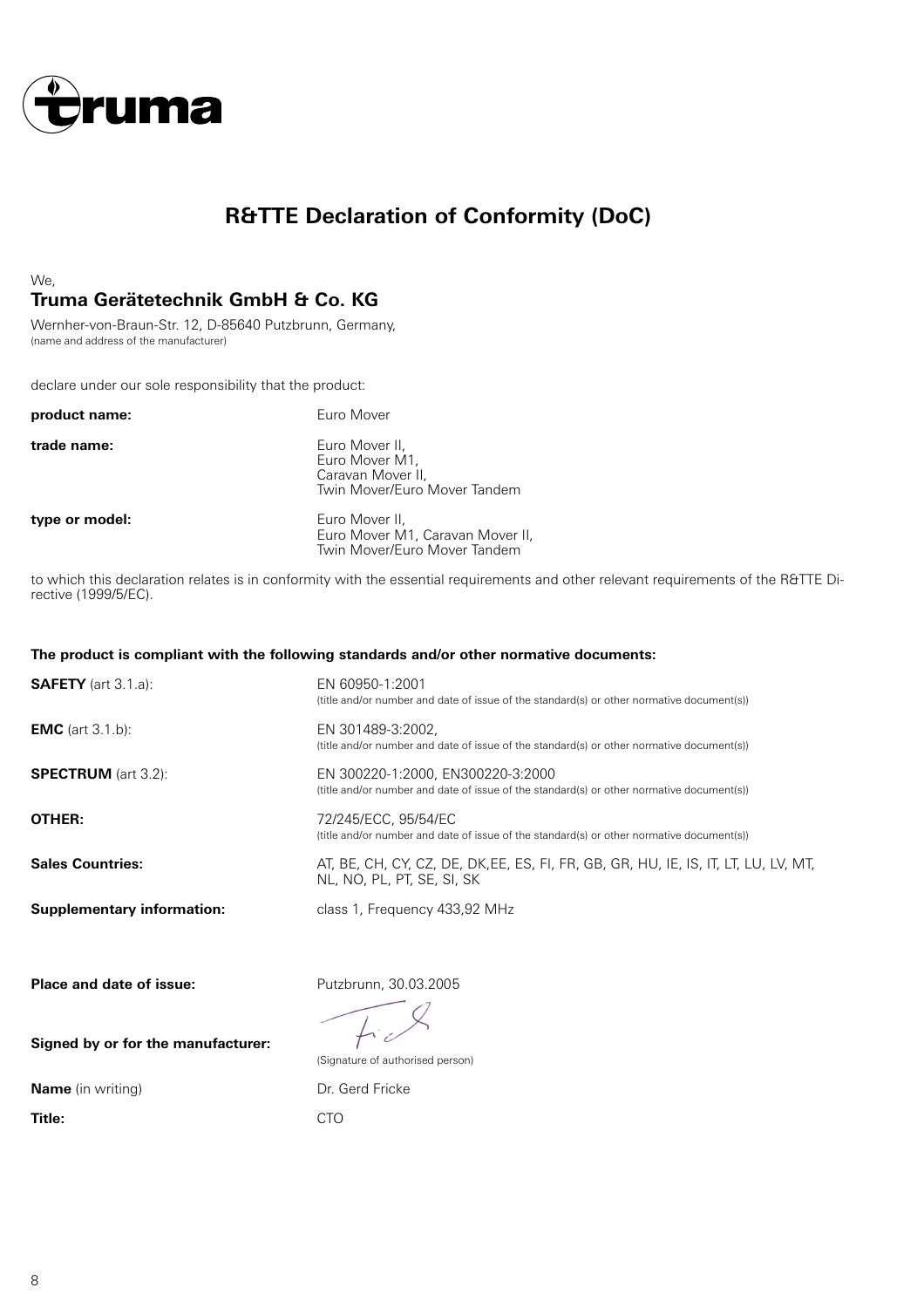truma

# R&TTE Declaration of Conformity (DoC)

We,

**Truma Gerätetechnik GmbH & Co. KG**

Wernher-von-Braun-Str. 12, D-85640 Putzbrunn, Germany,
(name and address of the manufacturer)

declare under our sole responsibility that the product:

| | |
|---|---|
| **product name:** | Euro Mover |
| **trade name:** | Euro Mover II, Euro Mover M1, Caravan Mover II, Twin Mover/Euro Mover Tandem |
| **type or model:** | Euro Mover II, Euro Mover M1, Caravan Mover II, Twin Mover/Euro Mover Tandem |

to which this declaration relates is in conformity with the essential requirements and other relevant requirements of the R&TTE Directive (1999/5/EC).

**The product is compliant with the following standards and/or other normative documents:**

| | |
|---|---|
| **SAFETY** (art 3.1.a): | EN 60950-1:2001 (title and/or number and date of issue of the standard(s) or other normative document(s)) |
| **EMC** (art 3.1.b): | EN 301489-3:2002, (title and/or number and date of issue of the standard(s) or other normative document(s)) |
| **SPECTRUM** (art 3.2): | EN 300220-1:2000, EN300220-3:2000 (title and/or number and date of issue of the standard(s) or other normative document(s)) |
| **OTHER:** | 72/245/ECC, 95/54/EC (title and/or number and date of issue of the standard(s) or other normative document(s)) |
| **Sales Countries:** | AT, BE, CH, CY, CZ, DE, DK,EE, ES, FI, FR, GB, GR, HU, IE, IS, IT, LT, LU, LV, MT, NL, NO, PL, PT, SE, SI, SK |
| **Supplementary information:** | class 1, Frequency 433,92 MHz |

| | |
|---|---|
| **Place and date of issue:** | Putzbrunn, 30.03.2005 |
| **Signed by or for the manufacturer:** | (Signature of authorised person) |
| **Name** (in writing) | Dr. Gerd Fricke |
| **Title:** | CTO |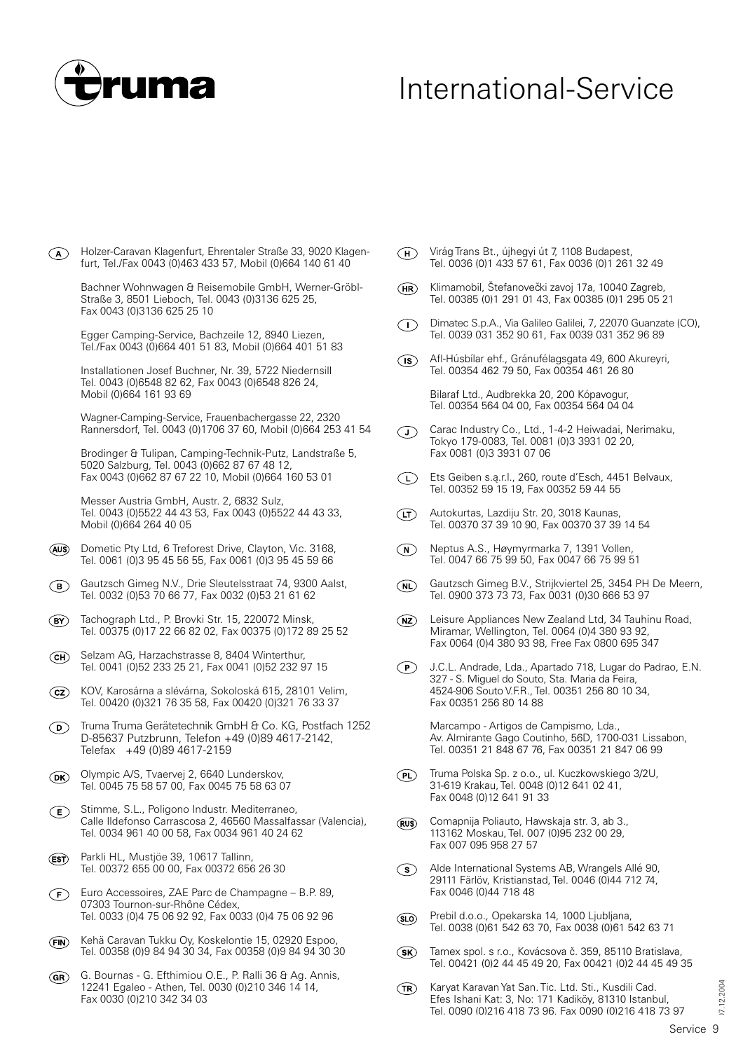truma

# International-Service

**(A)** Holzer-Caravan Klagenfurt, Ehrentaler Straße 33, 9020 Klagenfurt, Tel./Fax 0043 (0)463 433 57, Mobil (0)664 140 61 40

Bachner Wohnwagen & Reisemobile GmbH, Werner-Gröbl-Straße 3, 8501 Lieboch, Tel. 0043 (0)3136 625 25, Fax 0043 (0)3136 625 25 10

Egger Camping-Service, Bachzeile 12, 8940 Liezen, Tel./Fax 0043 (0)664 401 51 83, Mobil (0)664 401 51 83

Installationen Josef Buchner, Nr. 39, 5722 Niedernsill Tel. 0043 (0)6548 82 62, Fax 0043 (0)6548 826 24, Mobil (0)664 161 93 69

Wagner-Camping-Service, Frauenbachergasse 22, 2320 Rannersdorf, Tel. 0043 (0)1706 37 60, Mobil (0)664 253 41 54

Brodinger & Tulipan, Camping-Technik-Putz, Landstraße 5, 5020 Salzburg, Tel. 0043 (0)662 87 67 48 12, Fax 0043 (0)662 87 67 22 10, Mobil (0)664 160 53 01

Messer Austria GmbH, Austr. 2, 6832 Sulz, Tel. 0043 (0)5522 44 43 53, Fax 0043 (0)5522 44 43 33, Mobil (0)664 264 40 05

**(AUS)** Dometic Pty Ltd, 6 Treforest Drive, Clayton, Vic. 3168, Tel. 0061 (0)3 95 45 56 55, Fax 0061 (0)3 95 45 59 66

**(B)** Gautzsch Gimeg N.V., Drie Sleutelsstraat 74, 9300 Aalst, Tel. 0032 (0)53 70 66 77, Fax 0032 (0)53 21 61 62

**(BY)** Tachograph Ltd., P. Brovki Str. 15, 220072 Minsk, Tel. 00375 (0)17 22 66 82 02, Fax 00375 (0)172 89 25 52

**(CH)** Selzam AG, Harzachstrasse 8, 8404 Winterthur, Tel. 0041 (0)52 233 25 21, Fax 0041 (0)52 232 97 15

**(CZ)** KOV, Karosárna a slévárna, Sokoloská 615, 28101 Velim, Tel. 00420 (0)321 76 35 58, Fax 00420 (0)321 76 33 37

**(D)** Truma Truma Gerätetechnik GmbH & Co. KG, Postfach 1252 D-85637 Putzbrunn, Telefon +49 (0)89 4617-2142, Telefax +49 (0)89 4617-2159

**(DK)** Olympic A/S, Tvaervej 2, 6640 Lunderskov, Tel. 0045 75 58 57 00, Fax 0045 75 58 63 07

**(E)** Stimme, S.L., Poligono Industr. Mediterraneo, Calle Ildefonso Carrascosa 2, 46560 Massalfassar (Valencia), Tel. 0034 961 40 00 58, Fax 0034 961 40 24 62

**(EST)** Parkli HL, Mustjöe 39, 10617 Tallinn, Tel. 00372 655 00 00, Fax 00372 656 26 30

**(F)** Euro Accessoires, ZAE Parc de Champagne – B.P. 89, 07303 Tournon-sur-Rhône Cédex, Tel. 0033 (0)4 75 06 92 92, Fax 0033 (0)4 75 06 92 96

**(FIN)** Kehä Caravan Tukku Oy, Koskelontie 15, 02920 Espoo, Tel. 00358 (0)9 84 94 30 34, Fax 00358 (0)9 84 94 30 30

**(GR)** G. Bournas - G. Efthimiou O.E., P. Ralli 36 & Ag. Annis, 12241 Egaleo - Athen, Tel. 0030 (0)210 346 14 14, Fax 0030 (0)210 342 34 03

**(H)** Virág Trans Bt., újhegyi út 7, 1108 Budapest, Tel. 0036 (0)1 433 57 61, Fax 0036 (0)1 261 32 49

**(HR)** Klimamobil, Štefanovečki zavoj 17a, 10040 Zagreb, Tel. 00385 (0)1 291 01 43, Fax 00385 (0)1 295 05 21

**(I)** Dimatec S.p.A., Via Galileo Galilei, 7, 22070 Guanzate (CO), Tel. 0039 031 352 90 61, Fax 0039 031 352 96 89

**(IS)** Afl-Húsbílar ehf., Gránufélagsgata 49, 600 Akureyri, Tel. 00354 462 79 50, Fax 00354 461 26 80

Bilaraf Ltd., Audbrekka 20, 200 Kópavogur, Tel. 00354 564 04 00, Fax 00354 564 04 04

**(J)** Carac Industry Co., Ltd., 1-4-2 Heiwadai, Nerimaku, Tokyo 179-0083, Tel. 0081 (0)3 3931 02 20, Fax 0081 (0)3 3931 07 06

**(L)** Ets Geiben s.ą.r.l., 260, route d'Esch, 4451 Belvaux, Tel. 00352 59 15 19, Fax 00352 59 44 55

**(LT)** Autokurtas, Lazdiju Str. 20, 3018 Kaunas, Tel. 00370 37 39 10 90, Fax 00370 37 39 14 54

**(N)** Neptus A.S., Høymyrmarka 7, 1391 Vollen, Tel. 0047 66 75 99 50, Fax 0047 66 75 99 51

**(NL)** Gautzsch Gimeg B.V., Strijkviertel 25, 3454 PH De Meern, Tel. 0900 373 73 73, Fax 0031 (0)30 666 53 97

**(NZ)** Leisure Appliances New Zealand Ltd, 34 Tauhinu Road, Miramar, Wellington, Tel. 0064 (0)4 380 93 92, Fax 0064 (0)4 380 93 98, Free Fax 0800 695 347

**(P)** J.C.L. Andrade, Lda., Apartado 718, Lugar do Padrao, E.N. 327 - S. Miguel do Souto, Sta. Maria da Feira, 4524-906 Souto V.F.R., Tel. 00351 256 80 10 34, Fax 00351 256 80 14 88

Marcampo - Artigos de Campismo, Lda., Av. Almirante Gago Coutinho, 56D, 1700-031 Lissabon, Tel. 00351 21 848 67 76, Fax 00351 21 847 06 99

**(PL)** Truma Polska Sp. z o.o., ul. Kuczkowskiego 3/2U, 31-619 Krakau, Tel. 0048 (0)12 641 02 41, Fax 0048 (0)12 641 91 33

**(RUS)** Comapnija Poliauto, Hawskaja str. 3, ab 3., 113162 Moskau, Tel. 007 (0)95 232 00 29, Fax 007 095 958 27 57

**(S)** Alde International Systems AB, Wrangels Allé 90, 29111 Färlöv, Kristianstad, Tel. 0046 (0)44 712 74, Fax 0046 (0)44 718 48

**(SLO)** Prebil d.o.o., Opekarska 14, 1000 Ljubljana, Tel. 0038 (0)61 542 63 70, Fax 0038 (0)61 542 63 71

**(SK)** Tamex spol. s r.o., Kovácsova č. 359, 85110 Bratislava, Tel. 00421 (0)2 44 45 49 20, Fax 00421 (0)2 44 45 49 35

**(TR)** Karyat Karavan Yat San. Tic. Ltd. Sti., Kusdili Cad. Efes Ishani Kat: 3, No: 171 Kadiköy, 81310 Istanbul, Tel. 0090 (0)216 418 73 96, Fax 0090 (0)216 418 73 97

17.12.2004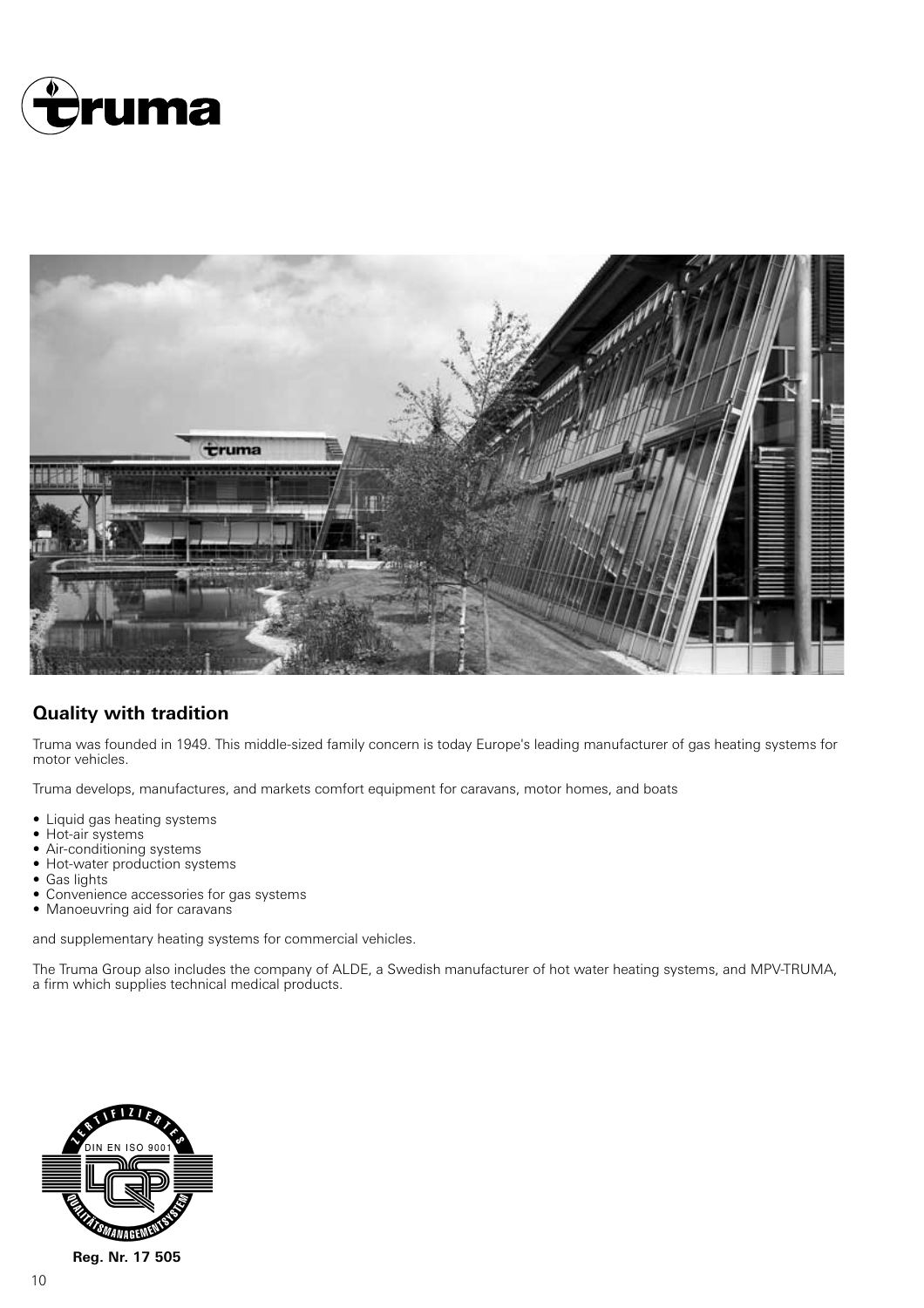## Quality with tradition

Truma was founded in 1949. This middle-sized family concern is today Europe's leading manufacturer of gas heating systems for motor vehicles.

Truma develops, manufactures, and markets comfort equipment for caravans, motor homes, and boats

- Liquid gas heating systems
- Hot-air systems
- Air-conditioning systems
- Hot-water production systems
- Gas lights
- Convenience accessories for gas systems
- Manoeuvring aid for caravans

and supplementary heating systems for commercial vehicles.

The Truma Group also includes the company of ALDE, a Swedish manufacturer of hot water heating systems, and MPV-TRUMA, a firm which supplies technical medical products.

**Reg. Nr. 17 505**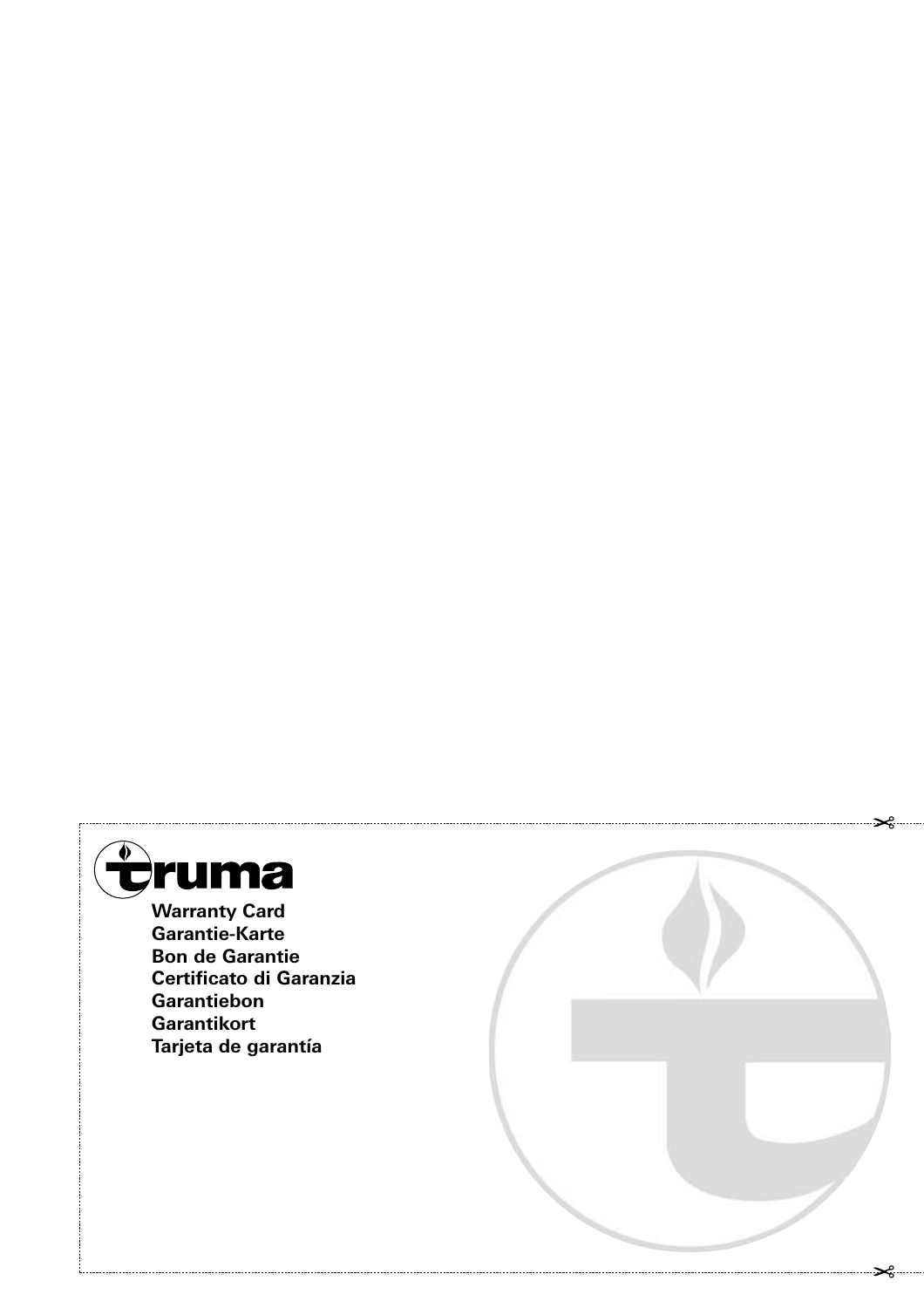truma

**Warranty Card**
**Garantie-Karte**
**Bon de Garantie**
**Certificato di Garanzia**
**Garantiebon**
**Garantikort**
**Tarjeta de garantía**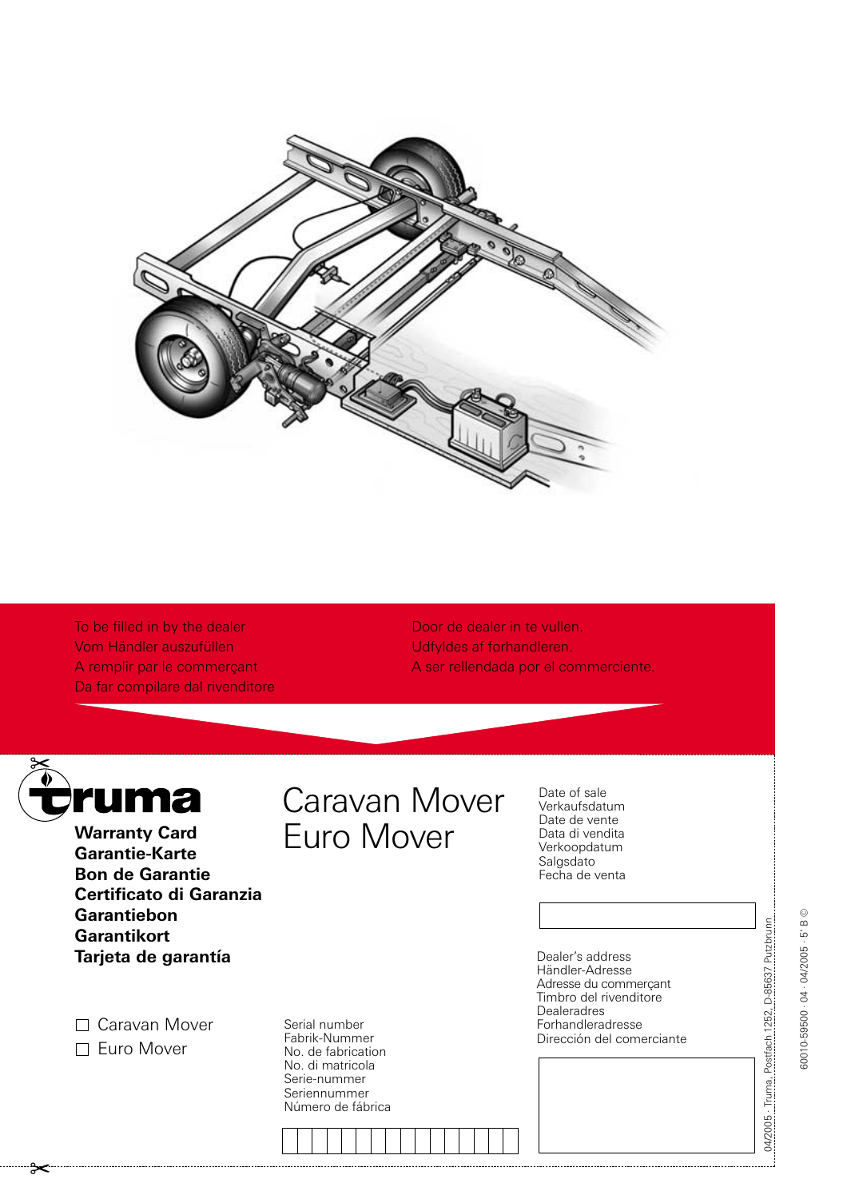To be filled in by the dealer
Vom Händler auszufüllen
A remplir par le commerçant
Da far compilare dal rivenditore

Door de dealer in te vullen.
Udfyldes af forhandleren.
A ser rellendada por el commerciente.

truma

**Warranty Card**
**Garantie-Karte**
**Bon de Garantie**
**Certificato di Garanzia**
**Garantiebon**
**Garantikort**
**Tarjeta de garantía**

# Caravan Mover
# Euro Mover

Date of sale
Verkaufsdatum
Date de vente
Data di vendita
Verkoopdatum
Salgsdato
Fecha de venta

Dealer's address
Händler-Adresse
Adresse du commerçant
Timbro del rivenditore
Dealeradres
Forhandleradresse
Dirección del comerciante

☐ Caravan Mover
☐ Euro Mover

Serial number
Fabrik-Nummer
No. de fabrication
No. di matricola
Serie-nummer
Seriennummer
Número de fábrica

04/2005 · Truma, Postfach 1252, D-85637 Putzbrunn

60010-59500 · 04 · 04/2005 · 5' B ©